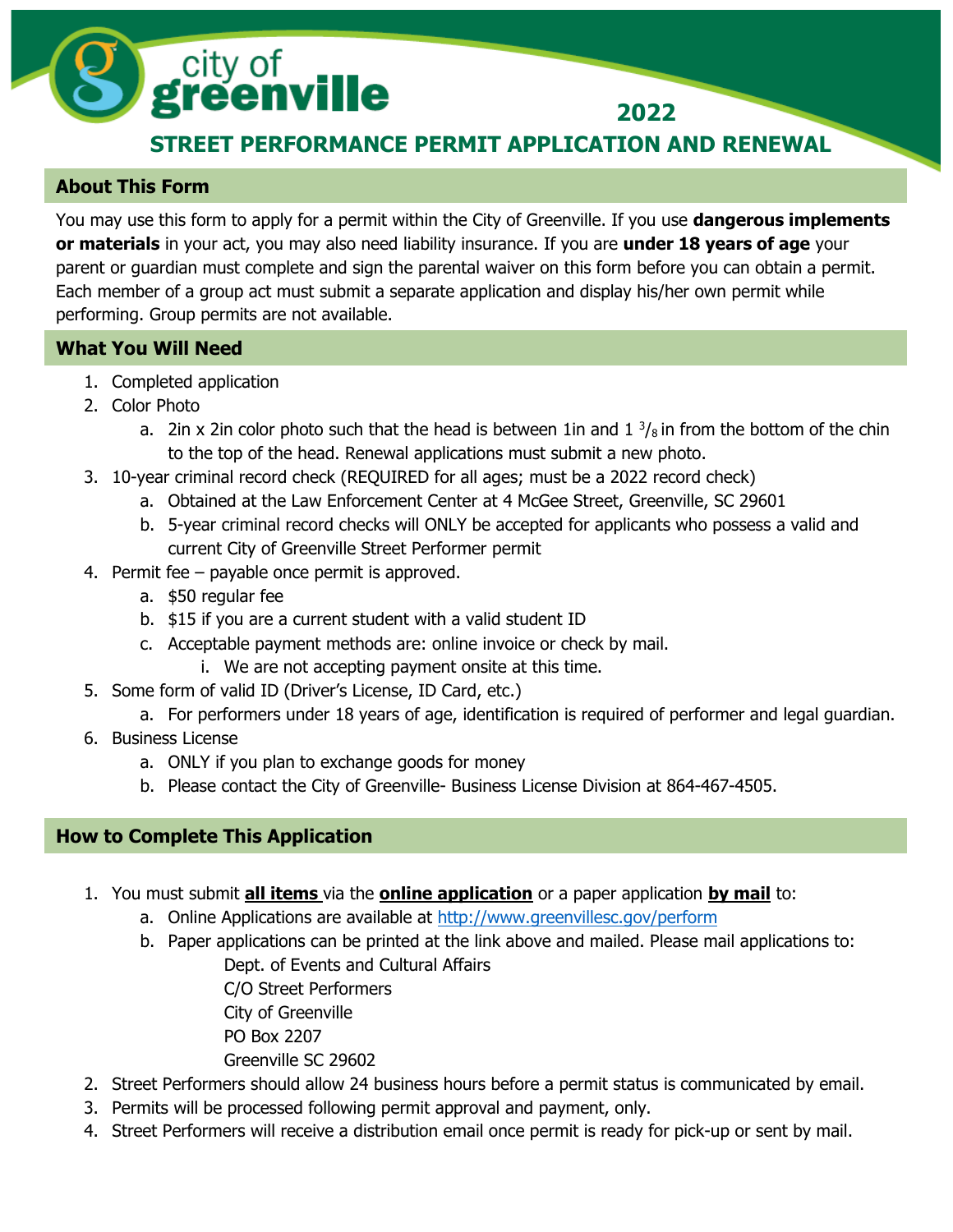city of greenville

2022

# STREET PERFORMANCE PERMIT APPLICATION AND RENEWAL

## About This Form

You may use this form to apply for a permit within the City of Greenville. If you use **dangerous implements or materials** in your act, you may also need liability insurance. If you are **under 18 years of age** your parent or guardian must complete and sign the parental waiver on this form before you can obtain a permit. Each member of a group act must submit a separate application and display his/her own permit while performing. Group permits are not available.

## What You Will Need

1. Completed application
2. Color Photo
    a. 2in x 2in color photo such that the head is between 1in and 1 $^3/_8$ in from the bottom of the chin to the top of the head. Renewal applications must submit a new photo.
3. 10-year criminal record check (REQUIRED for all ages; must be a 2022 record check)
    a. Obtained at the Law Enforcement Center at 4 McGee Street, Greenville, SC 29601
    b. 5-year criminal record checks will ONLY be accepted for applicants who possess a valid and current City of Greenville Street Performer permit
4. Permit fee – payable once permit is approved.
    a. $50 regular fee
    b. $15 if you are a current student with a valid student ID
    c. Acceptable payment methods are: online invoice or check by mail.
        i. We are not accepting payment onsite at this time.
5. Some form of valid ID (Driver's License, ID Card, etc.)
    a. For performers under 18 years of age, identification is required of performer and legal guardian.
6. Business License
    a. ONLY if you plan to exchange goods for money
    b. Please contact the City of Greenville- Business License Division at 864-467-4505.

## How to Complete This Application

1. You must submit **all items** via the **online application** or a paper application **by mail** to:
    a. Online Applications are available at http://www.greenvillesc.gov/perform
    b. Paper applications can be printed at the link above and mailed. Please mail applications to:

       Dept. of Events and Cultural Affairs
       C/O Street Performers
       City of Greenville
       PO Box 2207
       Greenville SC 29602
2. Street Performers should allow 24 business hours before a permit status is communicated by email.
3. Permits will be processed following permit approval and payment, only.
4. Street Performers will receive a distribution email once permit is ready for pick-up or sent by mail.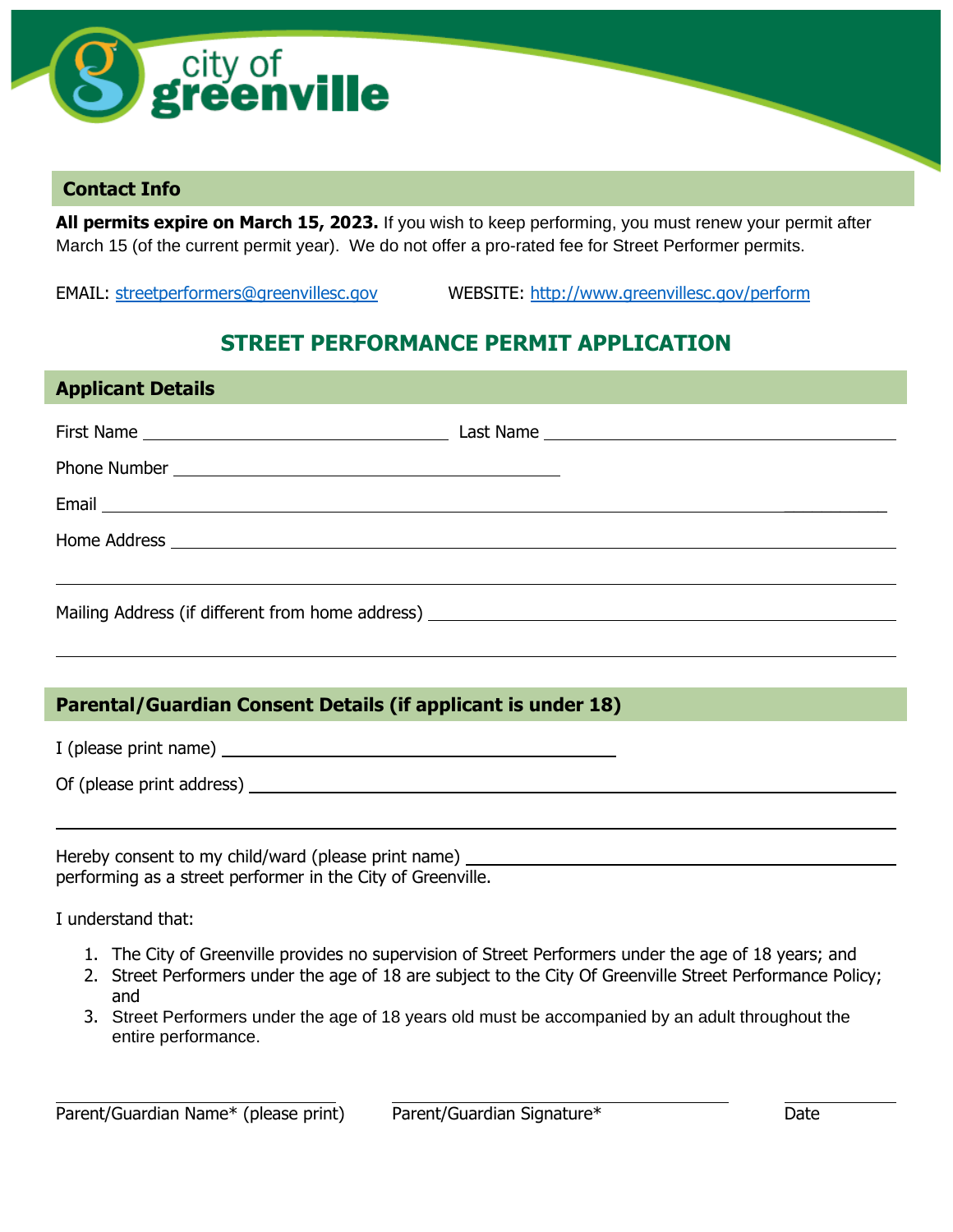## Contact Info

**All permits expire on March 15, 2023.** If you wish to keep performing, you must renew your permit after March 15 (of the current permit year). We do not offer a pro-rated fee for Street Performer permits.

EMAIL: streetperformers@greenvillesc.gov WEBSITE: http://www.greenvillesc.gov/perform

# STREET PERFORMANCE PERMIT APPLICATION

## Applicant Details

First Name ______________________ Last Name ______________________

Phone Number ______________________

Email ______________________

Home Address ______________________

______________________

Mailing Address (if different from home address) ______________________

______________________

## Parental/Guardian Consent Details (if applicant is under 18)

I (please print name) ______________________

Of (please print address) ______________________

______________________

Hereby consent to my child/ward (please print name) ______________________ performing as a street performer in the City of Greenville.

I understand that:

1. The City of Greenville provides no supervision of Street Performers under the age of 18 years; and
2. Street Performers under the age of 18 are subject to the City Of Greenville Street Performance Policy; and
3. Street Performers under the age of 18 years old must be accompanied by an adult throughout the entire performance.

______________________ ______________________ ______________________

Parent/Guardian Name* (please print) Parent/Guardian Signature* Date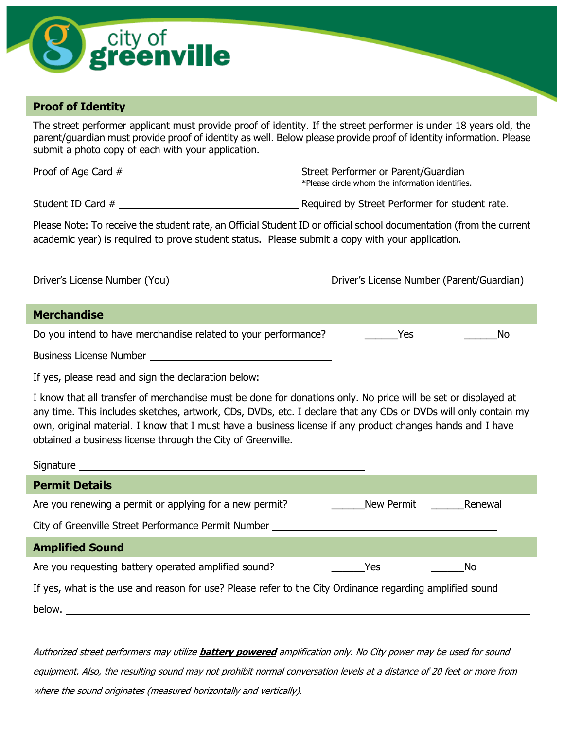## Proof of Identity

The street performer applicant must provide proof of identity. If the street performer is under 18 years old, the parent/guardian must provide proof of identity as well. Below please provide proof of identity information. Please submit a photo copy of each with your application.

Proof of Age Card # ______________________________ Street Performer or Parent/Guardian
*Please circle whom the information identifies.

Student ID Card # ______________________________ Required by Street Performer for student rate.

Please Note: To receive the student rate, an Official Student ID or official school documentation (from the current academic year) is required to prove student status. Please submit a copy with your application.

______________________________ ______________________________

Driver's License Number (You) Driver's License Number (Parent/Guardian)

## Merchandise

Do you intend to have merchandise related to your performance? ______Yes ______No

Business License Number ______________________________

If yes, please read and sign the declaration below:

I know that all transfer of merchandise must be done for donations only. No price will be set or displayed at any time. This includes sketches, artwork, CDs, DVDs, etc. I declare that any CDs or DVDs will only contain my own, original material. I know that I must have a business license if any product changes hands and I have obtained a business license through the City of Greenville.

Signature ______________________________________________

## Permit Details

Are you renewing a permit or applying for a new permit? ______New Permit ______Renewal

City of Greenville Street Performance Permit Number ______________________________

## Amplified Sound

Are you requesting battery operated amplified sound? ______Yes ______No

If yes, what is the use and reason for use? Please refer to the City Ordinance regarding amplified sound below. ______________________________________________

______________________________________________

*Authorized street performers may utilize **battery powered** amplification only. No City power may be used for sound equipment. Also, the resulting sound may not prohibit normal conversation levels at a distance of 20 feet or more from where the sound originates (measured horizontally and vertically).*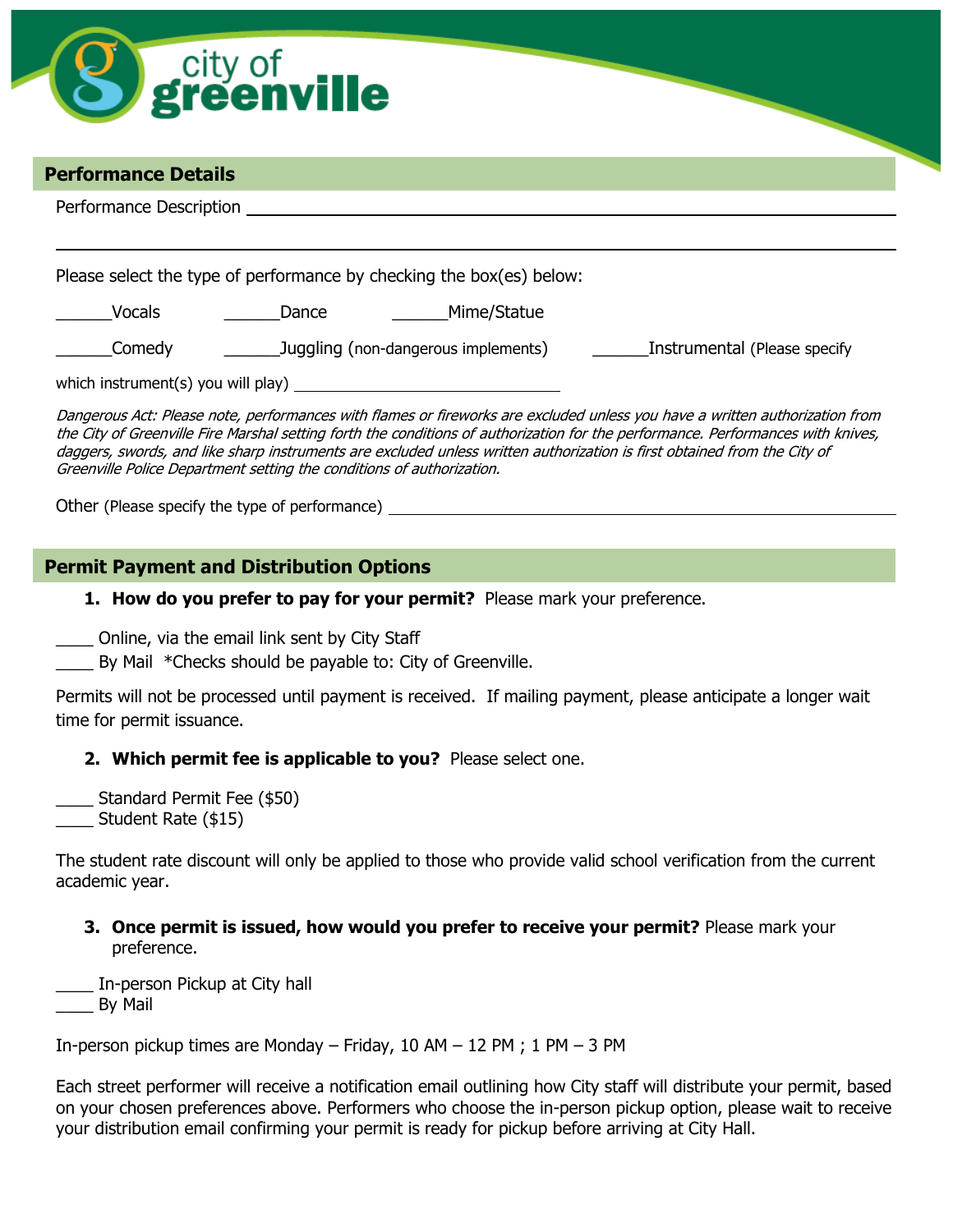## Performance Details

Performance Description ______________________________________________________________

______________________________________________________________________________________

Please select the type of performance by checking the box(es) below:

______Vocals ______Dance ______Mime/Statue

______Comedy ______Juggling (non-dangerous implements) ______Instrumental (Please specify which instrument(s) you will play) ______________________________

*Dangerous Act: Please note, performances with flames or fireworks are excluded unless you have a written authorization from the City of Greenville Fire Marshal setting forth the conditions of authorization for the performance. Performances with knives, daggers, swords, and like sharp instruments are excluded unless written authorization is first obtained from the City of Greenville Police Department setting the conditions of authorization.*

Other (Please specify the type of performance) ______________________________________________

## Permit Payment and Distribution Options

1. **How do you prefer to pay for your permit?** Please mark your preference.

____ Online, via the email link sent by City Staff
____ By Mail *Checks should be payable to: City of Greenville.

Permits will not be processed until payment is received. If mailing payment, please anticipate a longer wait time for permit issuance.

2. **Which permit fee is applicable to you?** Please select one.

____ Standard Permit Fee ($50)
____ Student Rate ($15)

The student rate discount will only be applied to those who provide valid school verification from the current academic year.

3. **Once permit is issued, how would you prefer to receive your permit?** Please mark your preference.

____ In-person Pickup at City hall
____ By Mail

In-person pickup times are Monday – Friday, 10 AM – 12 PM ; 1 PM – 3 PM

Each street performer will receive a notification email outlining how City staff will distribute your permit, based on your chosen preferences above. Performers who choose the in-person pickup option, please wait to receive your distribution email confirming your permit is ready for pickup before arriving at City Hall.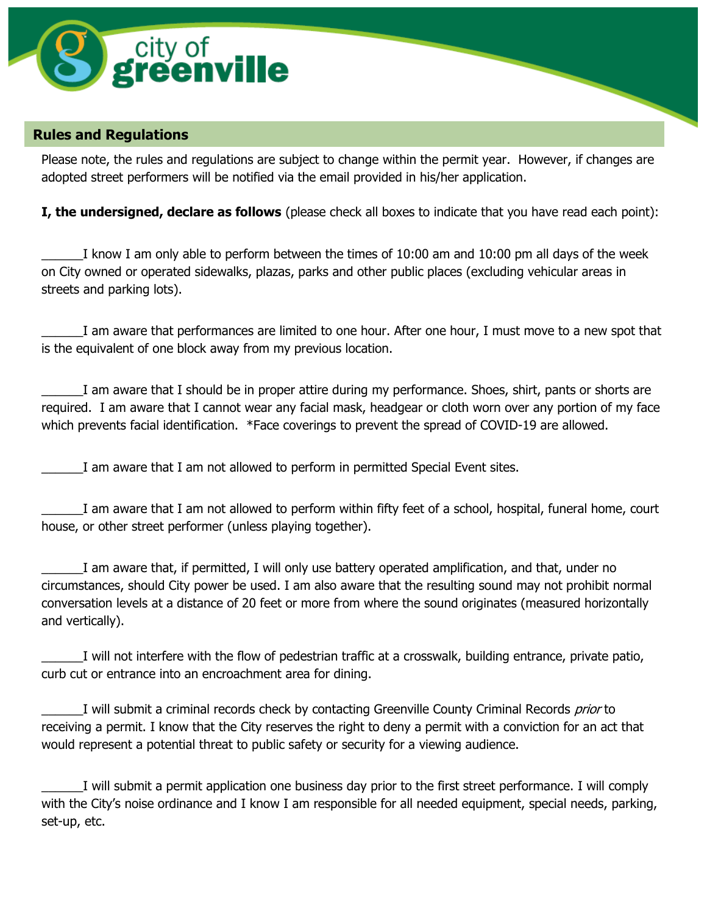## Rules and Regulations

Please note, the rules and regulations are subject to change within the permit year. However, if changes are adopted street performers will be notified via the email provided in his/her application.

**I, the undersigned, declare as follows** (please check all boxes to indicate that you have read each point):

______I know I am only able to perform between the times of 10:00 am and 10:00 pm all days of the week on City owned or operated sidewalks, plazas, parks and other public places (excluding vehicular areas in streets and parking lots).

______I am aware that performances are limited to one hour. After one hour, I must move to a new spot that is the equivalent of one block away from my previous location.

______I am aware that I should be in proper attire during my performance. Shoes, shirt, pants or shorts are required. I am aware that I cannot wear any facial mask, headgear or cloth worn over any portion of my face which prevents facial identification. *Face coverings to prevent the spread of COVID-19 are allowed.

______I am aware that I am not allowed to perform in permitted Special Event sites.

______I am aware that I am not allowed to perform within fifty feet of a school, hospital, funeral home, court house, or other street performer (unless playing together).

______I am aware that, if permitted, I will only use battery operated amplification, and that, under no circumstances, should City power be used. I am also aware that the resulting sound may not prohibit normal conversation levels at a distance of 20 feet or more from where the sound originates (measured horizontally and vertically).

______I will not interfere with the flow of pedestrian traffic at a crosswalk, building entrance, private patio, curb cut or entrance into an encroachment area for dining.

______I will submit a criminal records check by contacting Greenville County Criminal Records *prior* to receiving a permit. I know that the City reserves the right to deny a permit with a conviction for an act that would represent a potential threat to public safety or security for a viewing audience.

______I will submit a permit application one business day prior to the first street performance. I will comply with the City's noise ordinance and I know I am responsible for all needed equipment, special needs, parking, set-up, etc.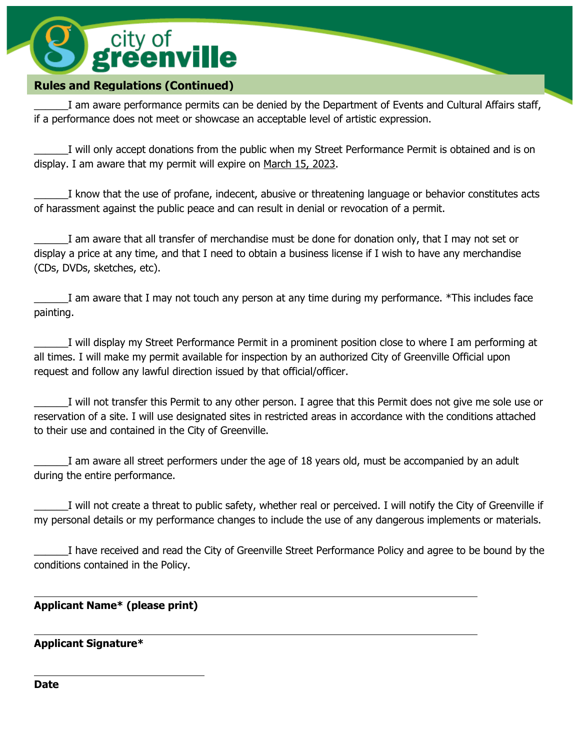## Rules and Regulations (Continued)

______I am aware performance permits can be denied by the Department of Events and Cultural Affairs staff, if a performance does not meet or showcase an acceptable level of artistic expression.

______I will only accept donations from the public when my Street Performance Permit is obtained and is on display. I am aware that my permit will expire on March 15, 2023.

______I know that the use of profane, indecent, abusive or threatening language or behavior constitutes acts of harassment against the public peace and can result in denial or revocation of a permit.

______I am aware that all transfer of merchandise must be done for donation only, that I may not set or display a price at any time, and that I need to obtain a business license if I wish to have any merchandise (CDs, DVDs, sketches, etc).

______I am aware that I may not touch any person at any time during my performance. *This includes face painting.

______I will display my Street Performance Permit in a prominent position close to where I am performing at all times. I will make my permit available for inspection by an authorized City of Greenville Official upon request and follow any lawful direction issued by that official/officer.

______I will not transfer this Permit to any other person. I agree that this Permit does not give me sole use or reservation of a site. I will use designated sites in restricted areas in accordance with the conditions attached to their use and contained in the City of Greenville.

______I am aware all street performers under the age of 18 years old, must be accompanied by an adult during the entire performance.

______I will not create a threat to public safety, whether real or perceived. I will notify the City of Greenville if my personal details or my performance changes to include the use of any dangerous implements or materials.

______I have received and read the City of Greenville Street Performance Policy and agree to be bound by the conditions contained in the Policy.

______________________________________________

**Applicant Name* (please print)**

______________________________________________

**Applicant Signature***

______________________

**Date**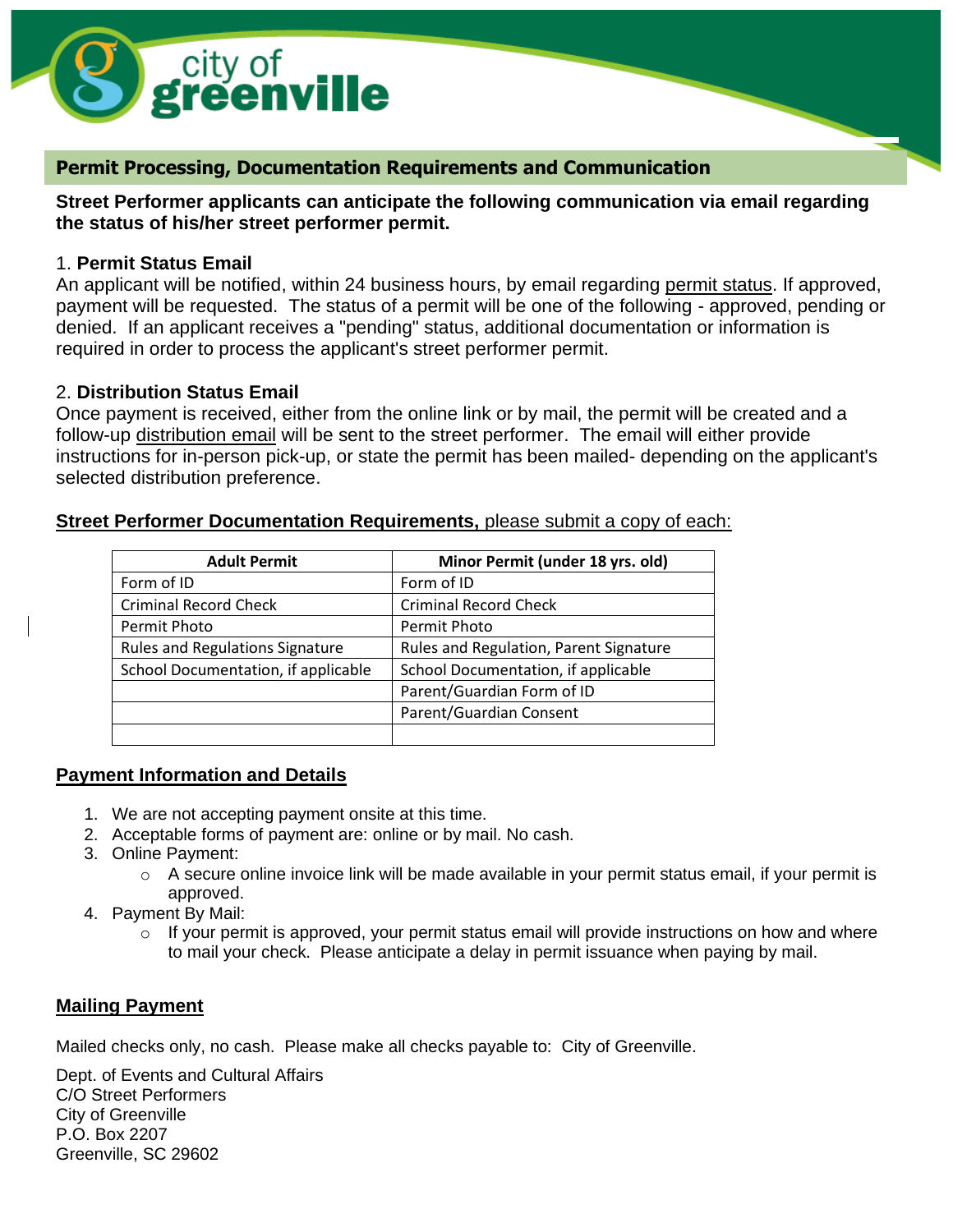city of greenville

## Permit Processing, Documentation Requirements and Communication

**Street Performer applicants can anticipate the following communication via email regarding the status of his/her street performer permit.**

1. **Permit Status Email**
An applicant will be notified, within 24 business hours, by email regarding permit status. If approved, payment will be requested. The status of a permit will be one of the following - approved, pending or denied. If an applicant receives a "pending" status, additional documentation or information is required in order to process the applicant's street performer permit.

2. **Distribution Status Email**
Once payment is received, either from the online link or by mail, the permit will be created and a follow-up distribution email will be sent to the street performer. The email will either provide instructions for in-person pick-up, or state the permit has been mailed- depending on the applicant's selected distribution preference.

**Street Performer Documentation Requirements,** please submit a copy of each:

| Adult Permit | Minor Permit (under 18 yrs. old) |
|---|---|
| Form of ID | Form of ID |
| Criminal Record Check | Criminal Record Check |
| Permit Photo | Permit Photo |
| Rules and Regulations Signature | Rules and Regulation, Parent Signature |
| School Documentation, if applicable | School Documentation, if applicable |
| | Parent/Guardian Form of ID |
| | Parent/Guardian Consent |
| | |

**Payment Information and Details**

1. We are not accepting payment onsite at this time.
2. Acceptable forms of payment are: online or by mail. No cash.
3. Online Payment:
   - A secure online invoice link will be made available in your permit status email, if your permit is approved.
4. Payment By Mail:
   - If your permit is approved, your permit status email will provide instructions on how and where to mail your check. Please anticipate a delay in permit issuance when paying by mail.

**Mailing Payment**

Mailed checks only, no cash. Please make all checks payable to: City of Greenville.

Dept. of Events and Cultural Affairs
C/O Street Performers
City of Greenville
P.O. Box 2207
Greenville, SC 29602